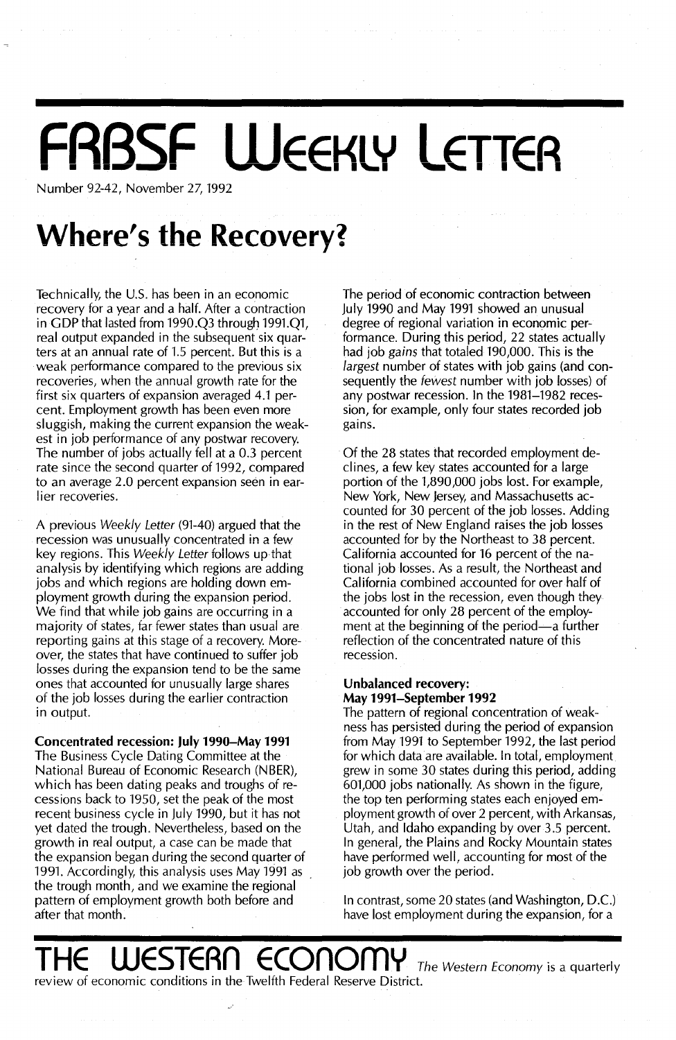# FRBSF Weekly Letter

Number 92-42, November 27, 1992

## Where's the Recovery?

Technically, the U.S. has been in an economic recovery for a year and a half. After a contraction in GDP that lasted from 1990.Q3 through 1991.Q1, real output expanded in the subsequent six quarters at an annual rate of 1.5 percent. But this is a weak performance compared to the previous six recoveries, when the annual growth rate for the first six quarters of expansion averaged 4.1 percent. Employment growth has been even more sluggish, making the current expansion the weakest in job performance of any postwar recovery. The number of jobs actually fell at a 0.3 percent rate since the second quarter of 1992, compared to an average 2.0 percent expansion seen in earlier recoveries.

A previous *Weekly Letter* (91-40) argued that the recession was unusually concentrated in a few key regions. This *Weekly Letter* follows up that analysis by identifying which regions are adding jobs and which regions are holding down employment growth during the expansion period. We find that while job gains are occurring in a majority of states, far fewer states than usual are reporting gains at this stage of a recovery. Moreover, the states that have continued to suffer job losses during the expansion tend to be the same ones that accounted for unusually large shares of the job losses during the earlier contraction in output.

### Concentrated recession: July 1990–May 1991

The Business Cycle Dating Committee at the National Bureau of Economic Research (NBER), which has been dating peaks and troughs of recessions back to 1950, set the peak of the most recent business cycle in July 1990, but it has not yet dated the trough. Nevertheless, based on the growth in real output, a case can be made that the expansion began during the second quarter of 1991. Accordingly, this analysis uses May 1991 as the trough month, and we examine the regional pattern of employment growth both before and after that month.

The period of economic contraction between July 1990 and May 1991 showed an unusual degree of regional variation in economic performance. During this period, 22 states actually had job *gains* that totaled 190,000. This is the *largest* number of states with job gains (and consequently the *fewest* number with job losses) of any postwar recession. In the 1981–1982 recession, for example, only four states recorded job gains.

Of the 28 states that recorded employment declines, a few key states accounted for a large portion of the 1,890,000 jobs lost. For example, New York, New Jersey, and Massachusetts accounted for 30 percent of the job losses. Adding in the rest of New England raises the job losses accounted for by the Northeast to 38 percent. California accounted for 16 percent of the national job losses. As a result, the Northeast and California combined accounted for over half of the jobs lost in the recession, even though they accounted for only 28 percent of the employment at the beginning of the period—a further reflection of the concentrated nature of this recession.

### Unbalanced recovery: May 1991–September 1992

The pattern of regional concentration of weakness has persisted during the period of expansion from May 1991 to September 1992, the last period for which data are available. In total, employment grew in some 30 states during this period, adding 601,000 jobs nationally. As shown in the figure, the top ten performing states each enjoyed employment growth of over 2 percent, with Arkansas, Utah, and Idaho expanding by over 3.5 percent. In general, the Plains and Rocky Mountain states have performed well, accounting for most of the job growth over the period.

In contrast, some 20 states (and Washington, D.C.) have lost employment during the expansion, for a

**THE WESTERN ECONOMY** *The Western Economy* is a quarterly review of economic conditions in the Twelfth Federal Reserve District.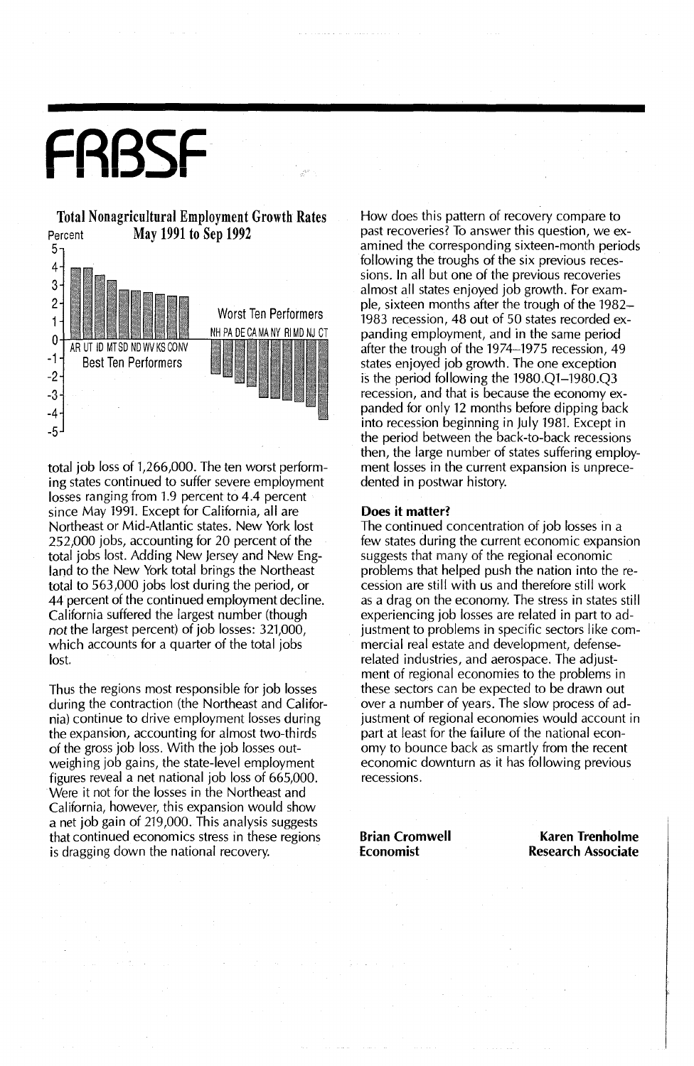**Total Nonagricultural Employment Growth Rates**
**May 1991 to Sep 1992**

total job loss of 1,266,000. The ten worst performing states continued to suffer severe employment losses ranging from 1.9 percent to 4.4 percent since May 1991. Except for California, all are Northeast or Mid-Atlantic states. New York lost 252,000 jobs, accounting for 20 percent of the total jobs lost. Adding New Jersey and New England to the New York total brings the Northeast total to 563,000 jobs lost during the period, or 44 percent of the continued employment decline. California suffered the largest number (though *not* the largest percent) of job losses: 321,000, which accounts for a quarter of the total jobs lost.

Thus the regions most responsible for job losses during the contraction (the Northeast and California) continue to drive employment losses during the expansion, accounting for almost two-thirds of the gross job loss. With the job losses outweighing job gains, the state-level employment figures reveal a net national job loss of 665,000. Were it not for the losses in the Northeast and California, however, this expansion would show a net job gain of 219,000. This analysis suggests that continued economics stress in these regions is dragging down the national recovery.

How does this pattern of recovery compare to past recoveries? To answer this question, we examined the corresponding sixteen-month periods following the troughs of the six previous recessions. In all but one of the previous recoveries almost all states enjoyed job growth. For example, sixteen months after the trough of the 1982–1983 recession, 48 out of 50 states recorded expanding employment, and in the same period after the trough of the 1974–1975 recession, 49 states enjoyed job growth. The one exception is the period following the 1980.Q1–1980.Q3 recession, and that is because the economy expanded for only 12 months before dipping back into recession beginning in July 1981. Except in the period between the back-to-back recessions then, the large number of states suffering employment losses in the current expansion is unprecedented in postwar history.

**Does it matter?**

The continued concentration of job losses in a few states during the current economic expansion suggests that many of the regional economic problems that helped push the nation into the recession are still with us and therefore still work as a drag on the economy. The stress in states still experiencing job losses are related in part to adjustment to problems in specific sectors like commercial real estate and development, defense-related industries, and aerospace. The adjustment of regional economies to the problems in these sectors can be expected to be drawn out over a number of years. The slow process of adjustment of regional economies would account in part at least for the failure of the national economy to bounce back as smartly from the recent economic downturn as it has following previous recessions.

**Brian Cromwell**
**Economist**

**Karen Trenholme**
**Research Associate**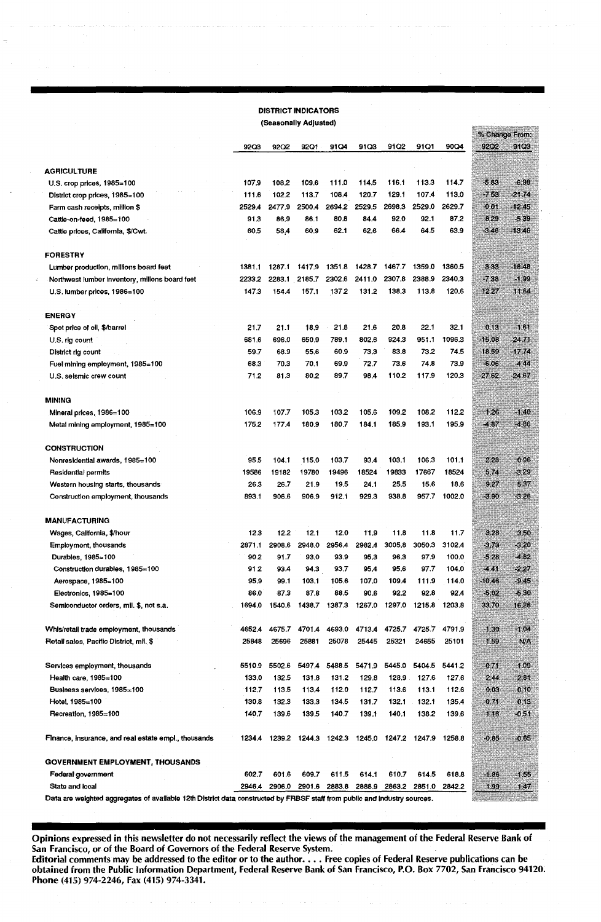## DISTRICT INDICATORS
### (Seasonally Adjusted)

| | 92Q3 | 92Q2 | 92Q1 | 91Q4 | 91Q3 | 91Q2 | 91Q1 | 90Q4 | % Change From: 92Q2 | % Change From: 91Q3 |
|---|---|---|---|---|---|---|---|---|---|---|
| **AGRICULTURE** | | | | | | | | | | |
| U.S. crop prices, 1985=100 | 107.9 | 108.2 | 109.6 | 111.0 | 114.5 | 116.1 | 113.3 | 114.7 | -5.83 | -6.96 |
| District crop prices, 1985=100 | 111.6 | 102.2 | 113.7 | 108.4 | 120.7 | 129.1 | 107.4 | 113.0 | -7.53 | -21.74 |
| Farm cash receipts, million $ | 2529.4 | 2477.9 | 2500.4 | 2694.2 | 2529.5 | 2698.3 | 2529.0 | 2629.7 | -0.01 | -12.45 |
| Cattle-on-feed, 1985=100 | 91.3 | 86.9 | 86.1 | 80.8 | 84.4 | 92.0 | 92.1 | 87.2 | 8.29 | -5.39 |
| Cattle prices, California, $/Cwt. | 60.5 | 58.4 | 60.9 | 62.1 | 62.6 | 66.4 | 64.5 | 63.9 | -3.46 | -13.46 |
| **FORESTRY** | | | | | | | | | | |
| Lumber production, millions board feet | 1381.1 | 1287.1 | 1417.9 | 1351.8 | 1428.7 | 1467.7 | 1359.0 | 1360.5 | -3.33 | -18.48 |
| Northwest lumber inventory, millions board feet | 2233.2 | 2283.1 | 2185.7 | 2302.6 | 2411.0 | 2307.8 | 2388.9 | 2340.3 | -7.38 | -1.99 |
| U.S. lumber prices, 1986=100 | 147.3 | 154.4 | 157.1 | 137.2 | 131.2 | 138.3 | 113.8 | 120.6 | 12.27 | 11.64 |
| **ENERGY** | | | | | | | | | | |
| Spot price of oil, $/barrel | 21.7 | 21.1 | 18.9 | 21.8 | 21.6 | 20.8 | 22.1 | 32.1 | 0.13 | 1.61 |
| U.S. rig count | 681.6 | 696.0 | 650.9 | 789.1 | 802.6 | 924.3 | 951.1 | 1096.3 | -15.08 | 24.71 |
| District rig count | 59.7 | 68.9 | 55.6 | 60.9 | 73.3 | 83.8 | 73.2 | 74.5 | -18.59 | 17.74 |
| Fuel mining employment, 1985=100 | 68.3 | 70.3 | 70.1 | 69.9 | 72.7 | 73.6 | 74.8 | 73.9 | -6.06 | -4.44 |
| U.S. seismic crew count | 71.2 | 81.3 | 80.2 | 89.7 | 98.4 | 110.2 | 117.9 | 120.3 | -27.62 | 24.67 |
| **MINING** | | | | | | | | | | |
| Mineral prices, 1986=100 | 106.9 | 107.7 | 105.3 | 103.2 | 105.6 | 109.2 | 108.2 | 112.2 | 1.26 | -1.40 |
| Metal mining employment, 1985=100 | 175.2 | 177.4 | 180.9 | 180.7 | 184.1 | 185.9 | 193.1 | 195.9 | -4.87 | -4.86 |
| **CONSTRUCTION** | | | | | | | | | | |
| Nonresidential awards, 1985=100 | 95.5 | 104.1 | 115.0 | 103.7 | 93.4 | 103.1 | 106.3 | 101.1 | 2.28 | 0.96 |
| Residential permits | 19586 | 19182 | 19780 | 19496 | 18524 | 19833 | 17667 | 18524 | 5.74 | 3.29 |
| Western housing starts, thousands | 26.3 | 26.7 | 21.9 | 19.5 | 24.1 | 25.5 | 15.6 | 18.6 | 9.27 | 5.37 |
| Construction employment, thousands | 893.1 | 906.6 | 906.9 | 912.1 | 929.3 | 938.8 | 957.7 | 1002.0 | -3.90 | -3.26 |
| **MANUFACTURING** | | | | | | | | | | |
| Wages, California, $/hour | 12.3 | 12.2 | 12.1 | 12.0 | 11.9 | 11.8 | 11.8 | 11.7 | 3.28 | 3.50 |
| Employment, thousands | 2871.1 | 2908.6 | 2948.0 | 2956.4 | 2982.4 | 3005.8 | 3050.3 | 3102.4 | -3.73 | -3.20 |
| Durables, 1985=100 | 90.2 | 91.7 | 93.0 | 93.9 | 95.3 | 96.3 | 97.9 | 100.0 | -5.28 | -4.82 |
| Construction durables, 1985=100 | 91.2 | 93.4 | 94.3 | 93.7 | 95.4 | 95.6 | 97.7 | 104.0 | -4.41 | -2.27 |
| Aerospace, 1985=100 | 95.9 | 99.1 | 103.1 | 105.6 | 107.0 | 109.4 | 111.9 | 114.0 | -10.46 | -9.45 |
| Electronics, 1985=100 | 86.0 | 87.3 | 87.8 | 88.5 | 90.6 | 92.2 | 92.8 | 92.4 | -5.02 | -5.30 |
| Semiconductor orders, mil. $, not s.a. | 1694.0 | 1540.6 | 1438.7 | 1387.3 | 1267.0 | 1297.0 | 1215.8 | 1203.8 | 33.70 | 16.28 |
| Whls/retail trade employment, thousands | 4652.4 | 4675.7 | 4701.4 | 4693.0 | 4713.4 | 4725.7 | 4725.7 | 4791.9 | -1.30 | -1.04 |
| Retail sales, Pacific District, mil. $ | 25848 | 25696 | 25881 | 25078 | 25445 | 25321 | 24655 | 25101 | 1.59 | N/A |
| Services employment, thousands | 5510.9 | 5502.6 | 5497.4 | 5488.5 | 5471.9 | 5445.0 | 5404.5 | 5441.2 | 0.71 | 1.09 |
| Health care, 1985=100 | 133.0 | 132.5 | 131.8 | 131.2 | 129.8 | 128.9 | 127.6 | 127.6 | 2.44 | 2.81 |
| Business services, 1985=100 | 112.7 | 113.5 | 113.4 | 112.0 | 112.7 | 113.6 | 113.1 | 112.6 | 0.03 | 0.10 |
| Hotel, 1985=100 | 130.8 | 132.3 | 133.3 | 134.5 | 131.7 | 132.1 | 132.1 | 135.4 | -0.71 | 0.13 |
| Recreation, 1985=100 | 140.7 | 139.6 | 139.5 | 140.7 | 139.1 | 140.1 | 138.2 | 139.6 | 1.16 | -0.51 |
| Finance, insurance, and real estate empl., thousands | 1234.4 | 1239.2 | 1244.3 | 1242.3 | 1245.0 | 1247.2 | 1247.9 | 1258.8 | -0.85 | -0.65 |
| **GOVERNMENT EMPLOYMENT, THOUSANDS** | | | | | | | | | | |
| Federal government | 602.7 | 601.6 | 609.7 | 611.5 | 614.1 | 610.7 | 614.5 | 618.8 | -1.86 | -1.55 |
| State and local | 2946.4 | 2906.0 | 2901.6 | 2883.8 | 2888.9 | 2863.2 | 2851.0 | 2842.2 | 1.99 | 1.47 |

Data are weighted aggregates of available 12th District data constructed by FRBSF staff from public and industry sources.

---

**Opinions expressed in this newsletter do not necessarily reflect the views of the management of the Federal Reserve Bank of San Francisco, or of the Board of Governors of the Federal Reserve System.**

**Editorial comments may be addressed to the editor or to the author. . . . Free copies of Federal Reserve publications can be obtained from the Public Information Department, Federal Reserve Bank of San Francisco, P.O. Box 7702, San Francisco 94120. Phone (415) 974-2246, Fax (415) 974-3341.**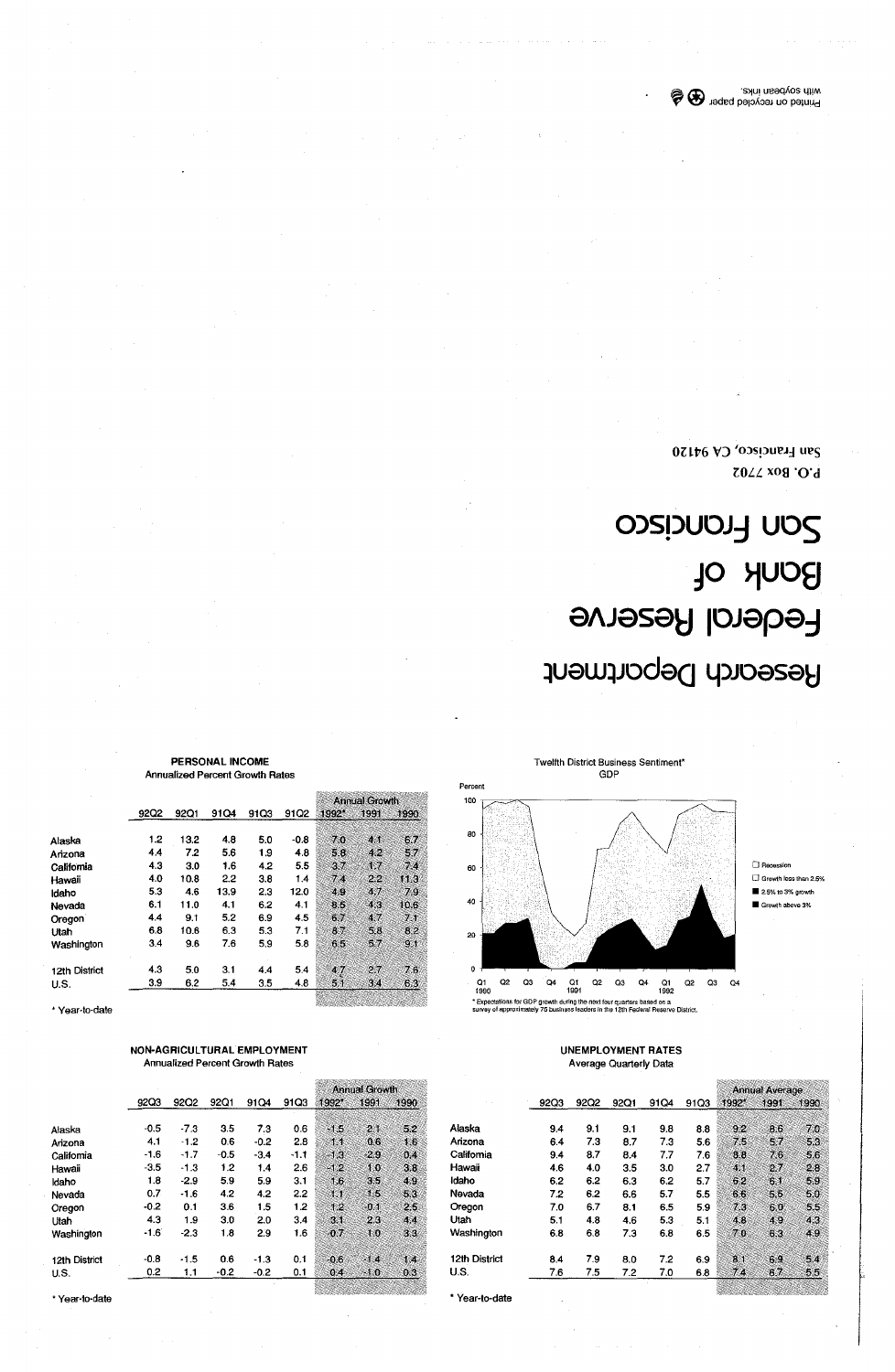Research Department

Federal Reserve Bank of San Francisco

P.O. Box 7702
San Francisco, CA 94120

Printed on recycled paper with soybean inks.

## PERSONAL INCOME
Annualized Percent Growth Rates

| | 92Q2 | 92Q1 | 91Q4 | 91Q3 | 91Q2 | Annual Growth 1992* | 1991 | 1990 |
|---|---|---|---|---|---|---|---|---|
| Alaska | 1.2 | 13.2 | 4.8 | 5.0 | -0.8 | 7.0 | 4.1 | 6.7 |
| Arizona | 4.4 | 7.2 | 5.6 | 1.9 | 4.8 | 5.8 | 4.2 | 5.7 |
| California | 4.3 | 3.0 | 1.6 | 4.2 | 5.5 | 3.7 | 1.7 | 7.4 |
| Hawaii | 4.0 | 10.8 | 2.2 | 3.8 | 1.4 | 7.4 | 2.2 | 11.3 |
| Idaho | 5.3 | 4.6 | 13.9 | 2.3 | 12.0 | 4.9 | 4.7 | 7.9 |
| Nevada | 6.1 | 11.0 | 4.1 | 6.2 | 4.1 | 8.5 | 4.3 | 10.6 |
| Oregon | 4.4 | 9.1 | 5.2 | 6.9 | 4.5 | 6.7 | 4.7 | 7.1 |
| Utah | 6.8 | 10.6 | 6.3 | 5.3 | 7.1 | 8.7 | 5.8 | 8.2 |
| Washington | 3.4 | 9.6 | 7.6 | 5.9 | 5.8 | 6.5 | 5.7 | 9.1 |
| 12th District | 4.3 | 5.0 | 3.1 | 4.4 | 5.4 | 4.7 | 2.7 | 7.6 |
| U.S. | 3.9 | 6.2 | 5.4 | 3.5 | 4.8 | 5.1 | 3.4 | 6.3 |

\* Year-to-date

## Twelfth District Business Sentiment*
GDP

Percent

100
80
60
40
20
0

Q1 1990 Q2 Q3 Q4 Q1 1991 Q2 Q3 Q4 Q1 1992 Q2 Q3 Q4

Recession
Growth less than 2.5%
2.5% to 3% growth
Growth above 3%

\* Expectations for GDP growth during the next four quarters based on a survey of approximately 75 business leaders in the 12th Federal Reserve District.

## NON-AGRICULTURAL EMPLOYMENT
Annualized Percent Growth Rates

| | 92Q3 | 92Q2 | 92Q1 | 91Q4 | 91Q3 | Annual Growth 1992* | 1991 | 1990 |
|---|---|---|---|---|---|---|---|---|
| Alaska | -0.5 | -7.3 | 3.5 | 7.3 | 0.6 | -1.5 | 2.1 | 5.2 |
| Arizona | 4.1 | -1.2 | 0.6 | -0.2 | 2.8 | 1.1 | 0.6 | 1.6 |
| California | -1.6 | -1.7 | -0.5 | -3.4 | -1.1 | -1.3 | -2.9 | 0.4 |
| Hawaii | -3.5 | -1.3 | 1.2 | 1.4 | 2.6 | -1.2 | 1.0 | 3.8 |
| Idaho | 1.8 | -2.9 | 5.9 | 5.9 | 3.1 | 1.6 | 3.5 | 4.9 |
| Nevada | 0.7 | -1.6 | 4.2 | 4.2 | 2.2 | 1.1 | 1.5 | 5.3 |
| Oregon | -0.2 | 0.1 | 3.6 | 1.5 | 1.2 | 1.2 | -0.1 | 2.5 |
| Utah | 4.3 | 1.9 | 3.0 | 2.0 | 3.4 | 3.1 | 2.3 | 4.4 |
| Washington | -1.6 | -2.3 | 1.8 | 2.9 | 1.6 | 0.7 | 1.0 | 3.3 |
| 12th District | -0.8 | -1.5 | 0.6 | -1.3 | 0.1 | -0.6 | -1.4 | 1.4 |
| U.S. | 0.2 | 1.1 | -0.2 | -0.2 | 0.1 | 0.4 | -1.0 | 0.3 |

\* Year-to-date

## UNEMPLOYMENT RATES
Average Quarterly Data

| | 92Q3 | 92Q2 | 92Q1 | 91Q4 | 91Q3 | Annual Average 1992* | 1991 | 1990 |
|---|---|---|---|---|---|---|---|---|
| Alaska | 9.4 | 9.1 | 9.1 | 9.8 | 8.8 | 9.2 | 8.6 | 7.0 |
| Arizona | 6.4 | 7.3 | 8.7 | 7.3 | 5.6 | 7.5 | 5.7 | 5.3 |
| California | 9.4 | 8.7 | 8.4 | 7.7 | 7.6 | 8.8 | 7.6 | 5.6 |
| Hawaii | 4.6 | 4.0 | 3.5 | 3.0 | 2.7 | 4.1 | 2.7 | 2.8 |
| Idaho | 6.2 | 6.2 | 6.3 | 6.2 | 5.7 | 6.2 | 6.1 | 5.9 |
| Nevada | 7.2 | 6.2 | 6.6 | 5.7 | 5.5 | 6.6 | 5.5 | 5.0 |
| Oregon | 7.0 | 6.7 | 8.1 | 6.5 | 5.9 | 7.3 | 6.0 | 5.5 |
| Utah | 5.1 | 4.8 | 4.6 | 5.3 | 5.1 | 4.8 | 4.9 | 4.3 |
| Washington | 6.8 | 6.8 | 7.3 | 6.8 | 6.5 | 7.0 | 6.3 | 4.9 |
| 12th District | 8.4 | 7.9 | 8.0 | 7.2 | 6.9 | 8.1 | 6.9 | 5.4 |
| U.S. | 7.6 | 7.5 | 7.2 | 7.0 | 6.8 | 7.4 | 6.7 | 5.5 |

\* Year-to-date